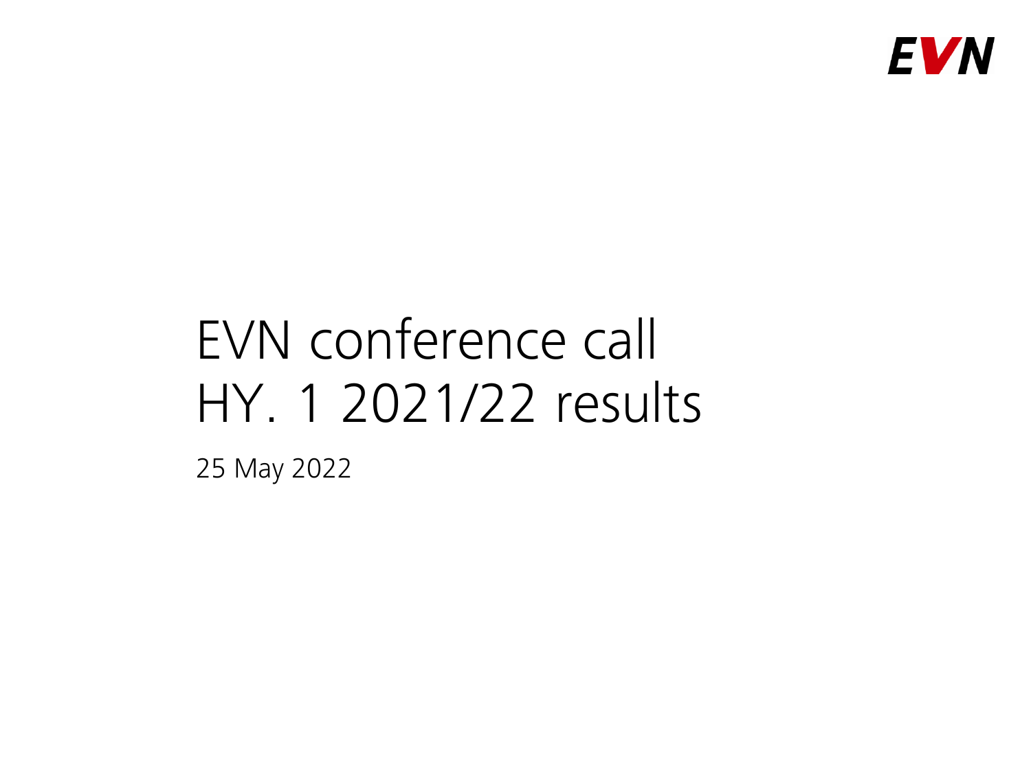EVN

# EVN conference call HY. 1 2021/22 results

25 May 2022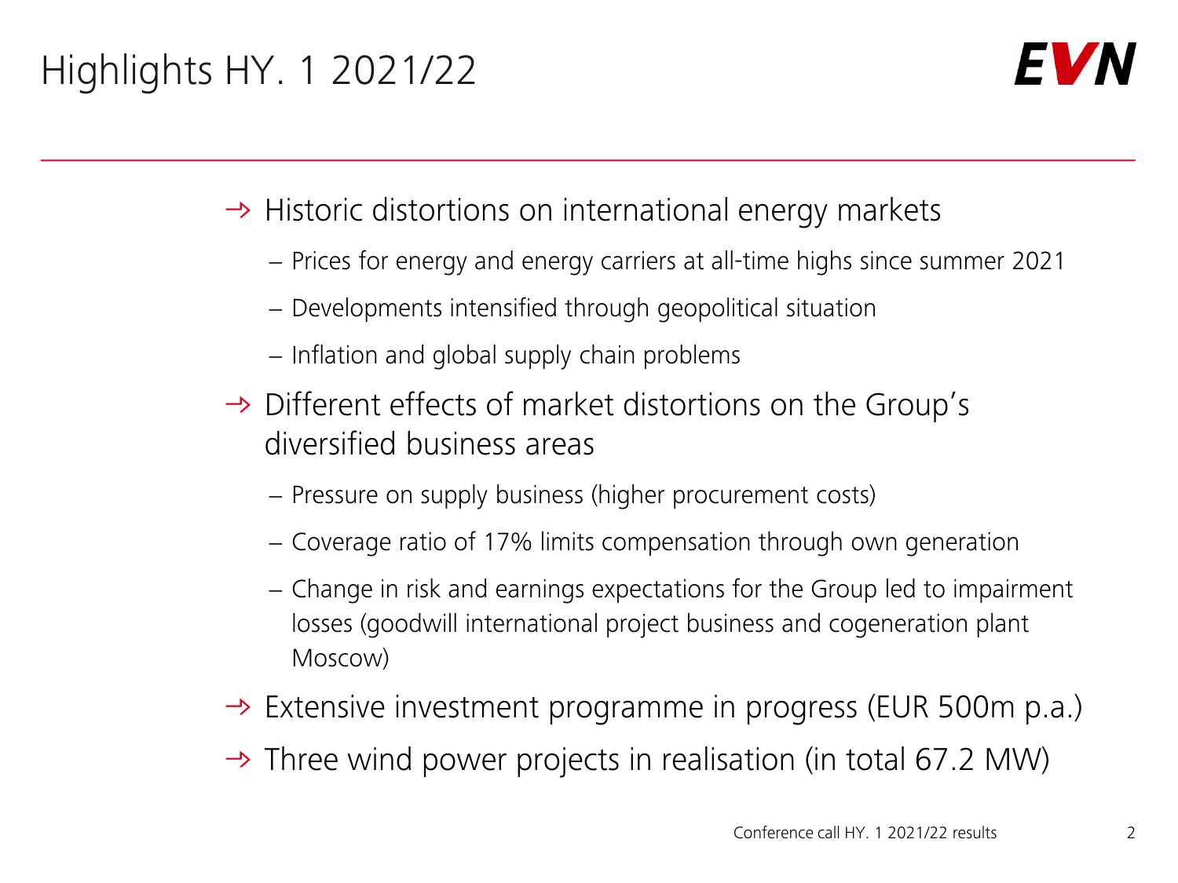# Highlights HY. 1 2021/22

- Historic distortions on international energy markets
  - Prices for energy and energy carriers at all-time highs since summer 2021
  - Developments intensified through geopolitical situation
  - Inflation and global supply chain problems
- Different effects of market distortions on the Group's diversified business areas
  - Pressure on supply business (higher procurement costs)
  - Coverage ratio of 17% limits compensation through own generation
  - Change in risk and earnings expectations for the Group led to impairment losses (goodwill international project business and cogeneration plant Moscow)
- Extensive investment programme in progress (EUR 500m p.a.)
- Three wind power projects in realisation (in total 67.2 MW)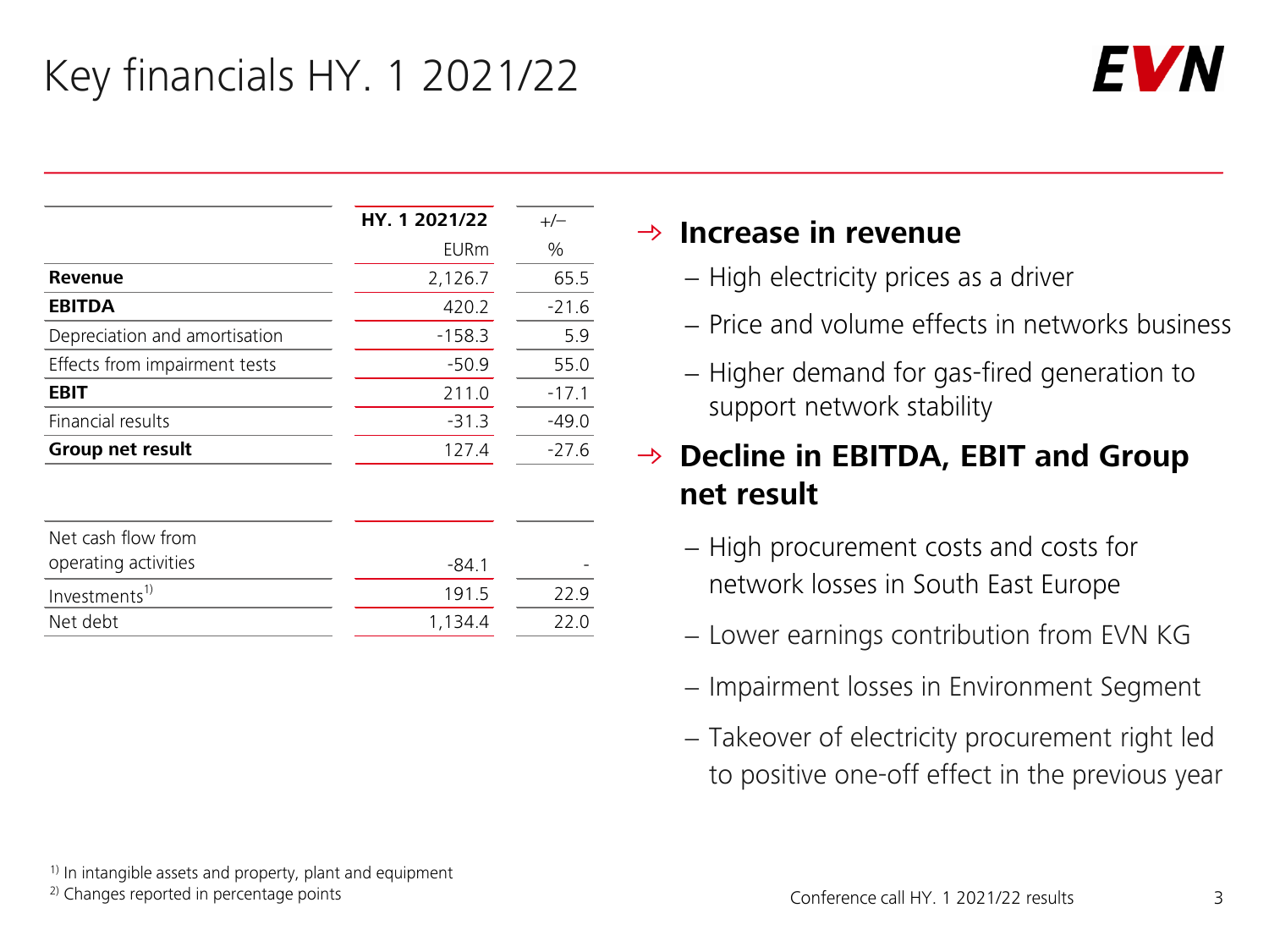# Key financials HY. 1 2021/22

| | HY. 1 2021/22 | +/– |
|---|---|---|
| | EURm | % |
| **Revenue** | 2,126.7 | 65.5 |
| **EBITDA** | 420.2 | -21.6 |
| Depreciation and amortisation | -158.3 | 5.9 |
| Effects from impairment tests | -50.9 | 55.0 |
| **EBIT** | 211.0 | -17.1 |
| Financial results | -31.3 | -49.0 |
| **Group net result** | 127.4 | -27.6 |

| | | |
|---|---|---|
| Net cash flow from operating activities | -84.1 | - |
| Investments[1] | 191.5 | 22.9 |
| Net debt | 1,134.4 | 22.0 |

→ **Increase in revenue**

- High electricity prices as a driver
- Price and volume effects in networks business
- Higher demand for gas-fired generation to support network stability

→ **Decline in EBITDA, EBIT and Group net result**

- High procurement costs and costs for network losses in South East Europe
- Lower earnings contribution from EVN KG
- Impairment losses in Environment Segment
- Takeover of electricity procurement right led to positive one-off effect in the previous year

[1] In intangible assets and property, plant and equipment
[2] Changes reported in percentage points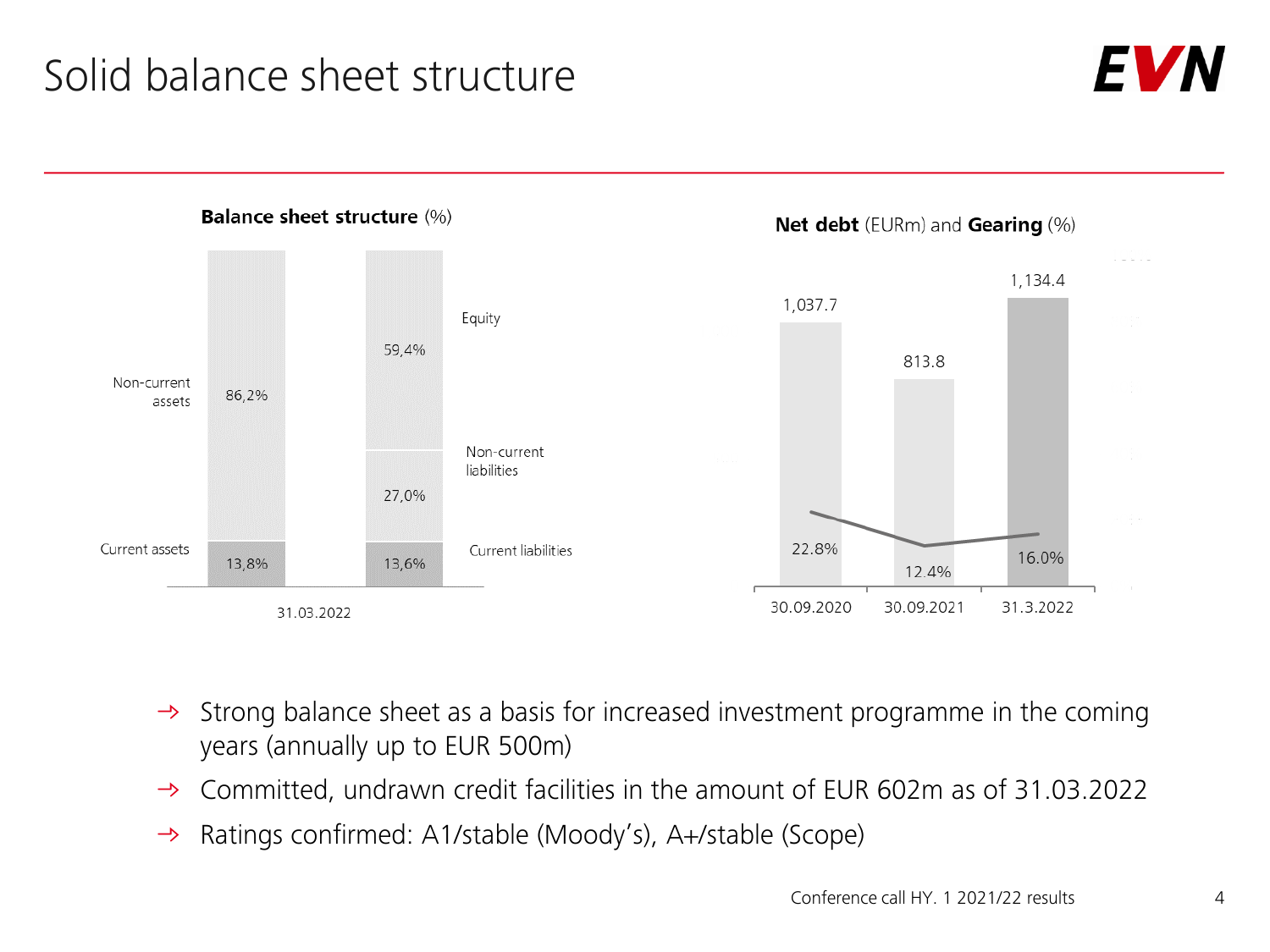# Solid balance sheet structure

**Balance sheet structure** (%)

| 31.03.2022 | Assets | Liabilities and equity |
|---|---|---|
| Non-current assets / Equity | 86,2% | 59,4% |
| Non-current liabilities | | 27,0% |
| Current assets / Current liabilities | 13,8% | 13,6% |

**Net debt** (EURm) and **Gearing** (%)

| | 30.09.2020 | 30.09.2021 | 31.3.2022 |
|---|---|---|---|
| Net debt (EURm) | 1,037.7 | 813.8 | 1,134.4 |
| Gearing (%) | 22.8% | 12.4% | 16.0% |

- Strong balance sheet as a basis for increased investment programme in the coming years (annually up to EUR 500m)
- Committed, undrawn credit facilities in the amount of EUR 602m as of 31.03.2022
- Ratings confirmed: A1/stable (Moody's), A+/stable (Scope)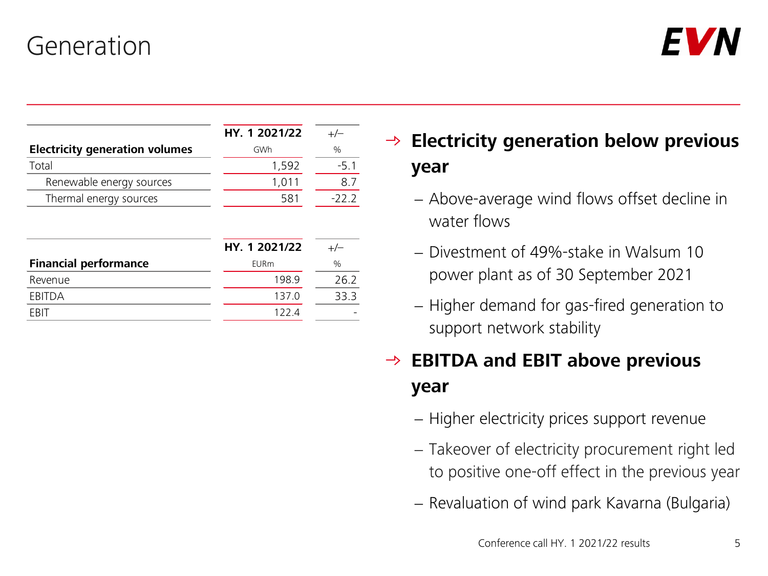# Generation

| Electricity generation volumes | HY. 1 2021/22<br>GWh | +/–<br>% |
|---|---|---|
| Total | 1,592 | -5.1 |
| Renewable energy sources | 1,011 | 8.7 |
| Thermal energy sources | 581 | -22.2 |

| Financial performance | HY. 1 2021/22<br>EURm | +/–<br>% |
|---|---|---|
| Revenue | 198.9 | 26.2 |
| EBITDA | 137.0 | 33.3 |
| EBIT | 122.4 | - |

→ **Electricity generation below previous year**

- Above-average wind flows offset decline in water flows
- Divestment of 49%-stake in Walsum 10 power plant as of 30 September 2021
- Higher demand for gas-fired generation to support network stability

→ **EBITDA and EBIT above previous year**

- Higher electricity prices support revenue
- Takeover of electricity procurement right led to positive one-off effect in the previous year
- Revaluation of wind park Kavarna (Bulgaria)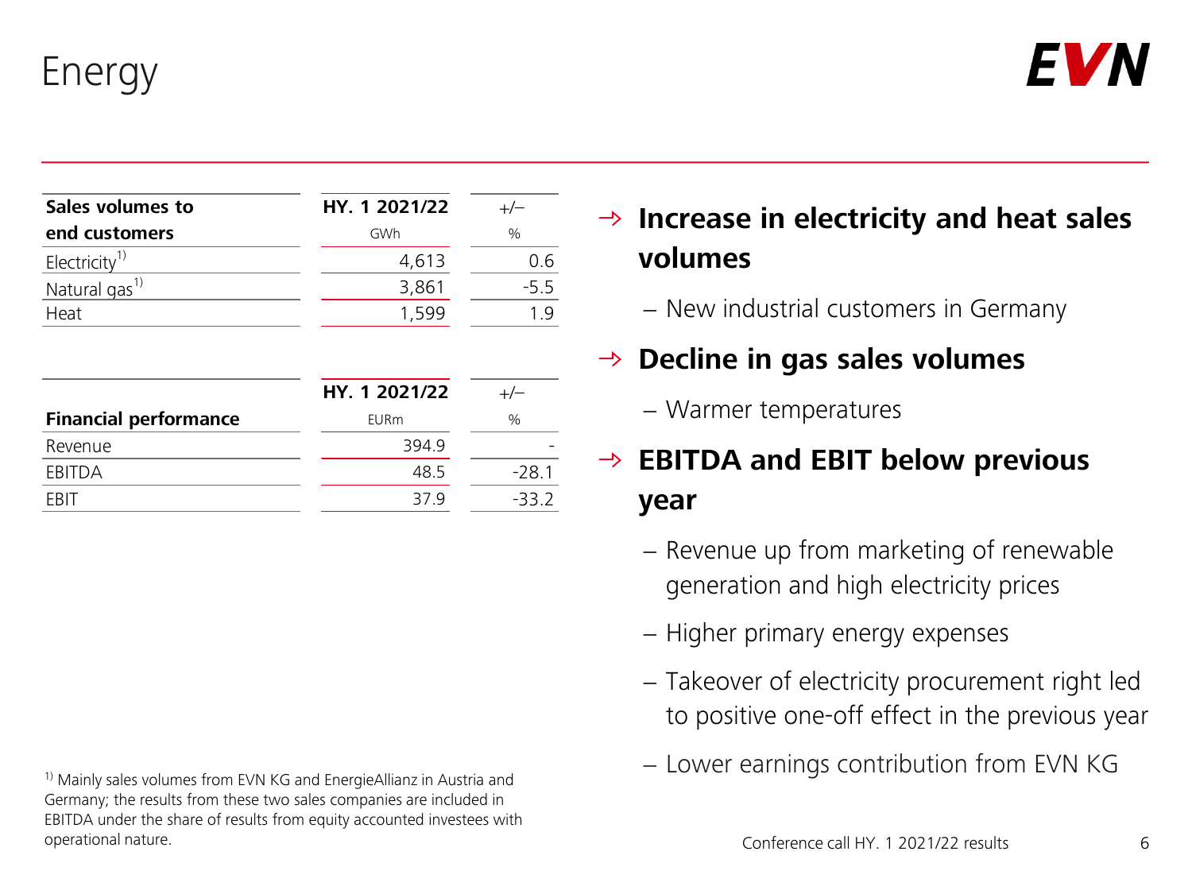# Energy

| Sales volumes to end customers | HY. 1 2021/22 | +/– |
|---|---|---|
| | GWh | % |
| Electricity[1)] | 4,613 | 0.6 |
| Natural gas[1)] | 3,861 | -5.5 |
| Heat | 1,599 | 1.9 |

| Financial performance | HY. 1 2021/22 | +/– |
|---|---|---|
| | EURm | % |
| Revenue | 394.9 | - |
| EBITDA | 48.5 | -28.1 |
| EBIT | 37.9 | -33.2 |

- **Increase in electricity and heat sales volumes**
  - New industrial customers in Germany
- **Decline in gas sales volumes**
  - Warmer temperatures
- **EBITDA and EBIT below previous year**
  - Revenue up from marketing of renewable generation and high electricity prices
  - Higher primary energy expenses
  - Takeover of electricity procurement right led to positive one-off effect in the previous year
  - Lower earnings contribution from EVN KG

[1)] Mainly sales volumes from EVN KG and EnergieAllianz in Austria and Germany; the results from these two sales companies are included in EBITDA under the share of results from equity accounted investees with operational nature.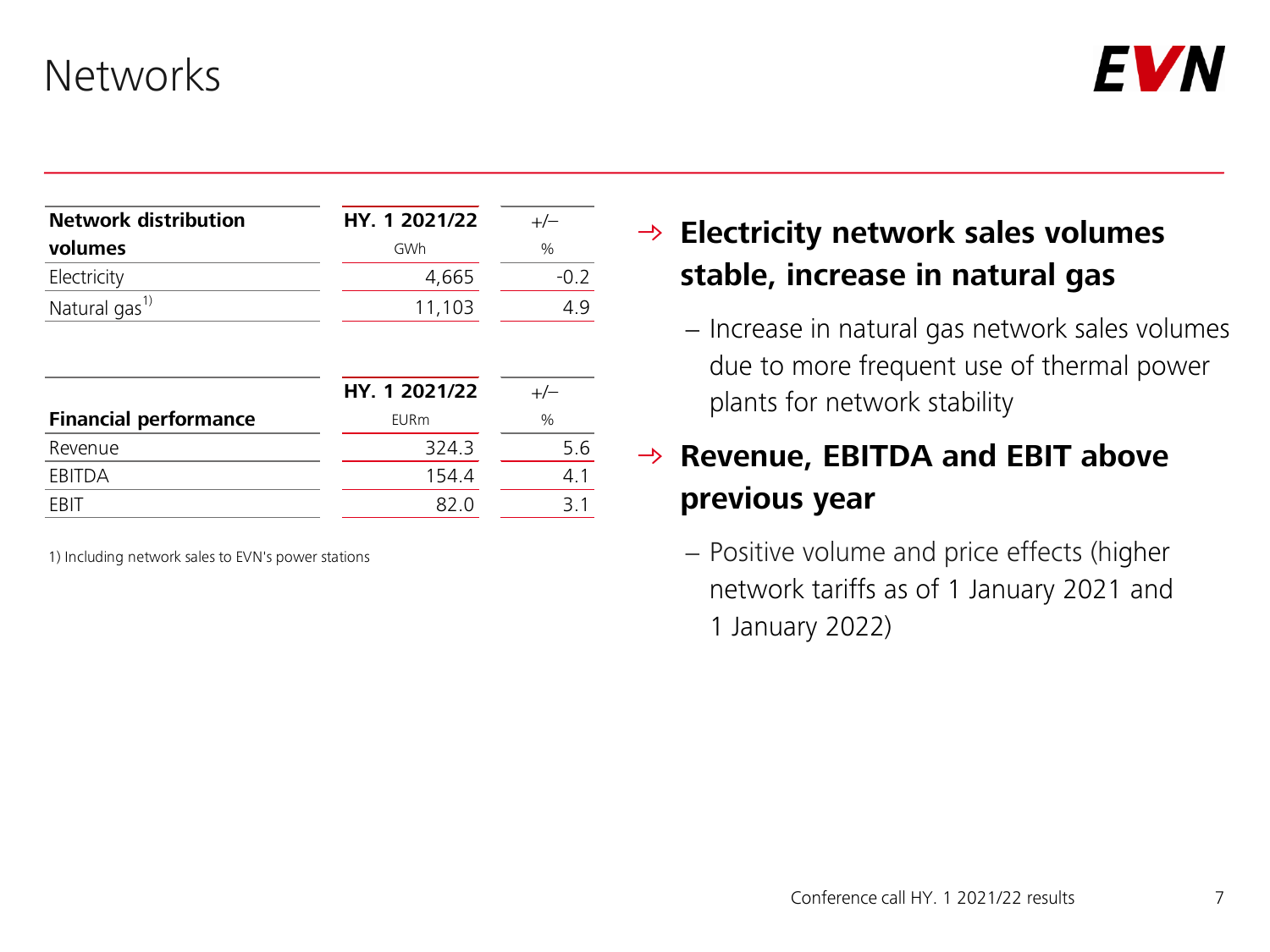# Networks

| Network distribution volumes | HY. 1 2021/22 | +/– |
|---|---|---|
| | GWh | % |
| Electricity | 4,665 | -0.2 |
| Natural gas[1] | 11,103 | 4.9 |

| Financial performance | HY. 1 2021/22 | +/– |
|---|---|---|
| | EURm | % |
| Revenue | 324.3 | 5.6 |
| EBITDA | 154.4 | 4.1 |
| EBIT | 82.0 | 3.1 |

1) Including network sales to EVN's power stations

- **Electricity network sales volumes stable, increase in natural gas**
  - Increase in natural gas network sales volumes due to more frequent use of thermal power plants for network stability
- **Revenue, EBITDA and EBIT above previous year**
  - Positive volume and price effects (higher network tariffs as of 1 January 2021 and 1 January 2022)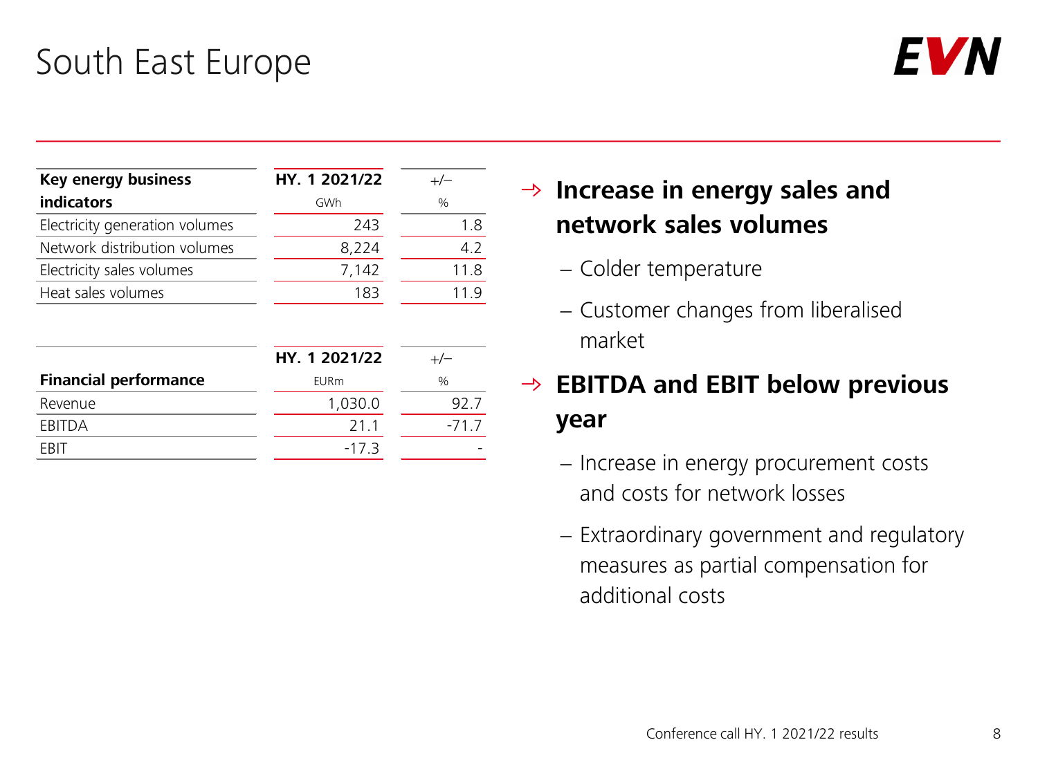# South East Europe

| Key energy business indicators | HY. 1 2021/22 GWh | +/– % |
|---|---|---|
| Electricity generation volumes | 243 | 1.8 |
| Network distribution volumes | 8,224 | 4.2 |
| Electricity sales volumes | 7,142 | 11.8 |
| Heat sales volumes | 183 | 11.9 |

| Financial performance | HY. 1 2021/22 EURm | +/– % |
|---|---|---|
| Revenue | 1,030.0 | 92.7 |
| EBITDA | 21.1 | -71.7 |
| EBIT | -17.3 | - |

- **Increase in energy sales and network sales volumes**
  - Colder temperature
  - Customer changes from liberalised market
- **EBITDA and EBIT below previous year**
  - Increase in energy procurement costs and costs for network losses
  - Extraordinary government and regulatory measures as partial compensation for additional costs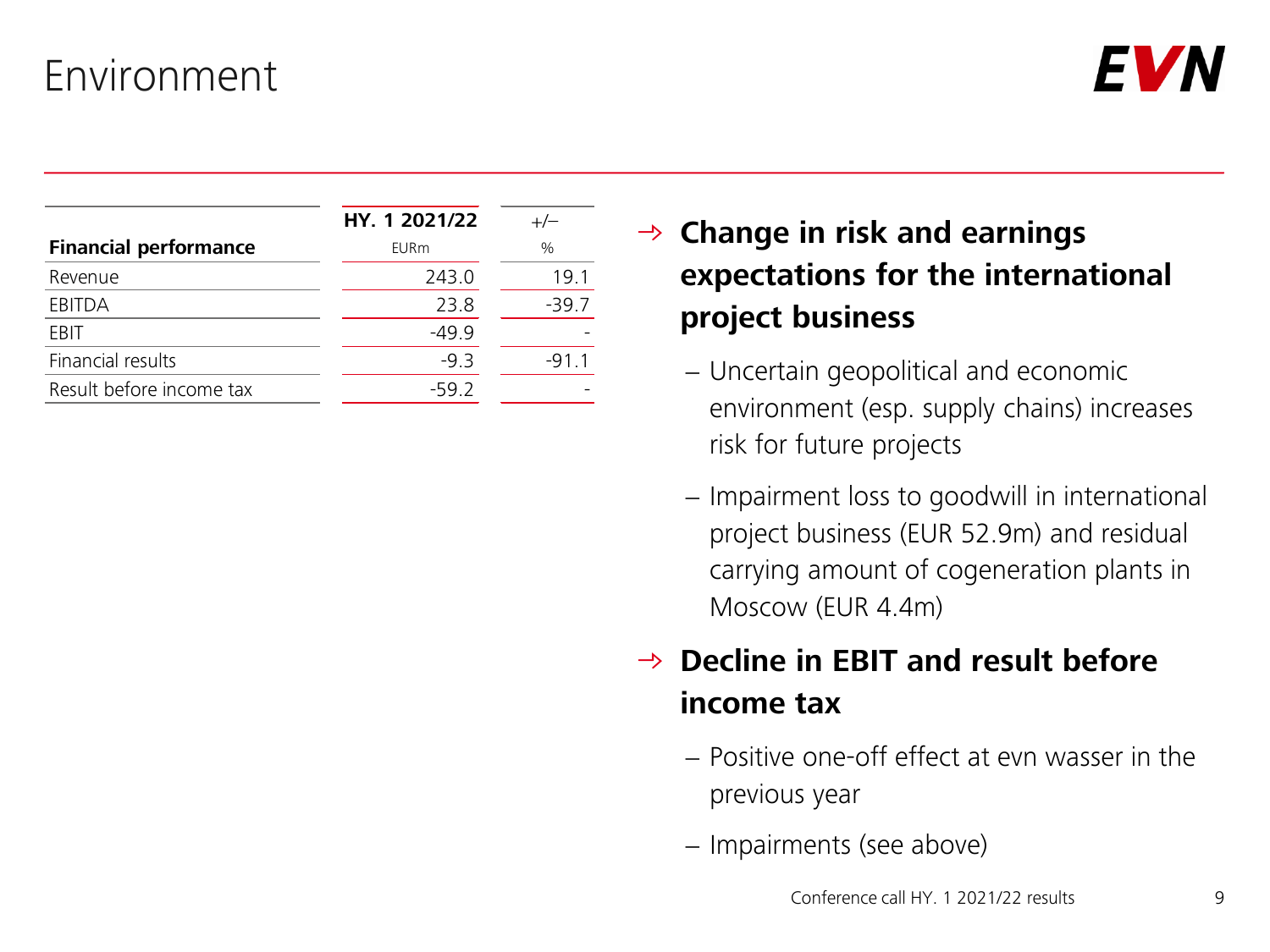# Environment

| Financial performance | HY. 1 2021/22<br>EURm | +/–<br>% |
|---|---|---|
| Revenue | 243.0 | 19.1 |
| EBITDA | 23.8 | -39.7 |
| EBIT | -49.9 | - |
| Financial results | -9.3 | -91.1 |
| Result before income tax | -59.2 | - |

→ **Change in risk and earnings expectations for the international project business**

- Uncertain geopolitical and economic environment (esp. supply chains) increases risk for future projects
- Impairment loss to goodwill in international project business (EUR 52.9m) and residual carrying amount of cogeneration plants in Moscow (EUR 4.4m)

→ **Decline in EBIT and result before income tax**

- Positive one-off effect at evn wasser in the previous year
- Impairments (see above)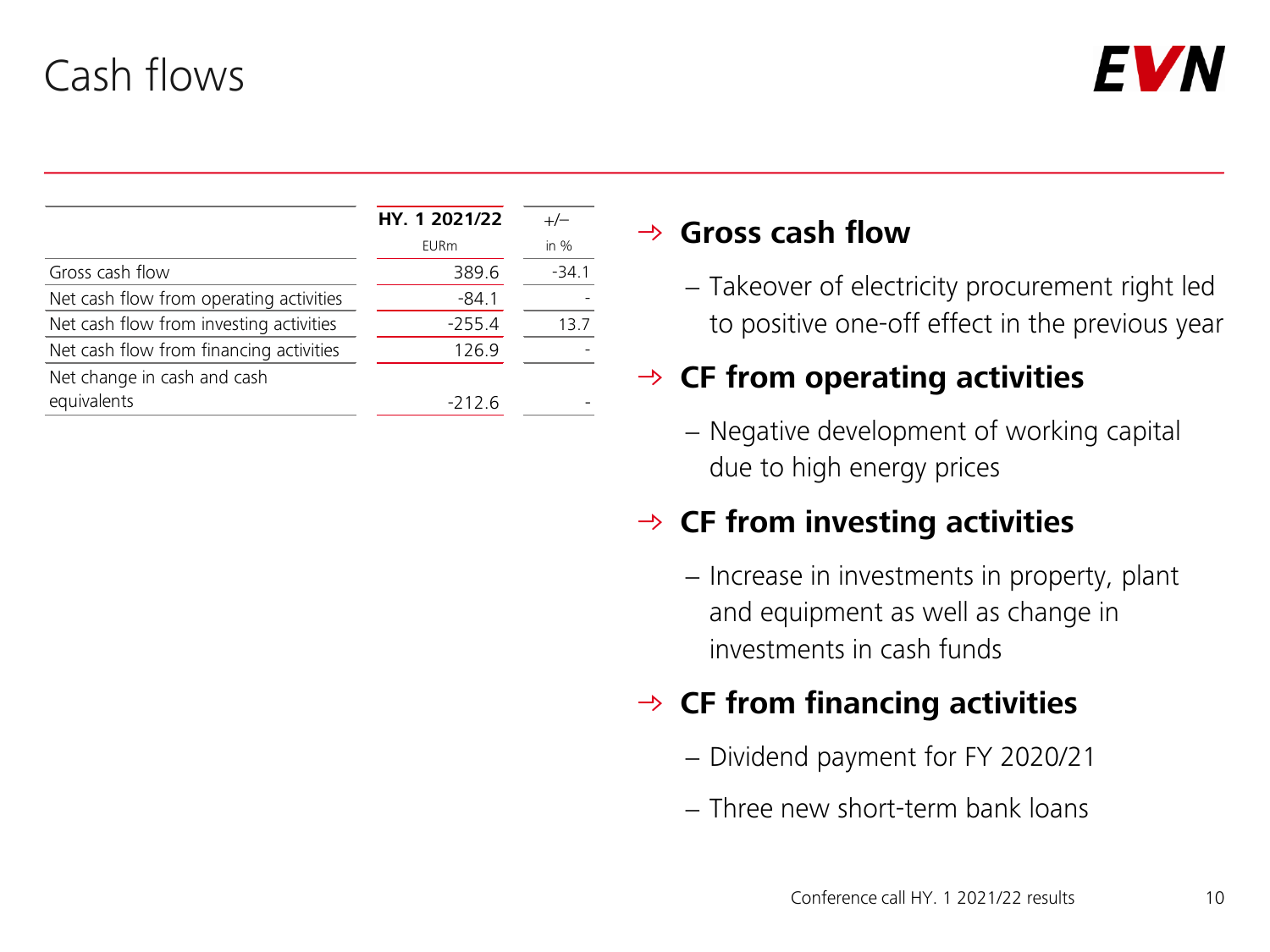# Cash flows

| | HY. 1 2021/22 | +/– |
|---|---|---|
| | EURm | in % |
| Gross cash flow | 389.6 | -34.1 |
| Net cash flow from operating activities | -84.1 | - |
| Net cash flow from investing activities | -255.4 | 13.7 |
| Net cash flow from financing activities | 126.9 | - |
| Net change in cash and cash equivalents | -212.6 | - |

## → Gross cash flow

- Takeover of electricity procurement right led to positive one-off effect in the previous year

## → CF from operating activities

- Negative development of working capital due to high energy prices

## → CF from investing activities

- Increase in investments in property, plant and equipment as well as change in investments in cash funds

## → CF from financing activities

- Dividend payment for FY 2020/21
- Three new short-term bank loans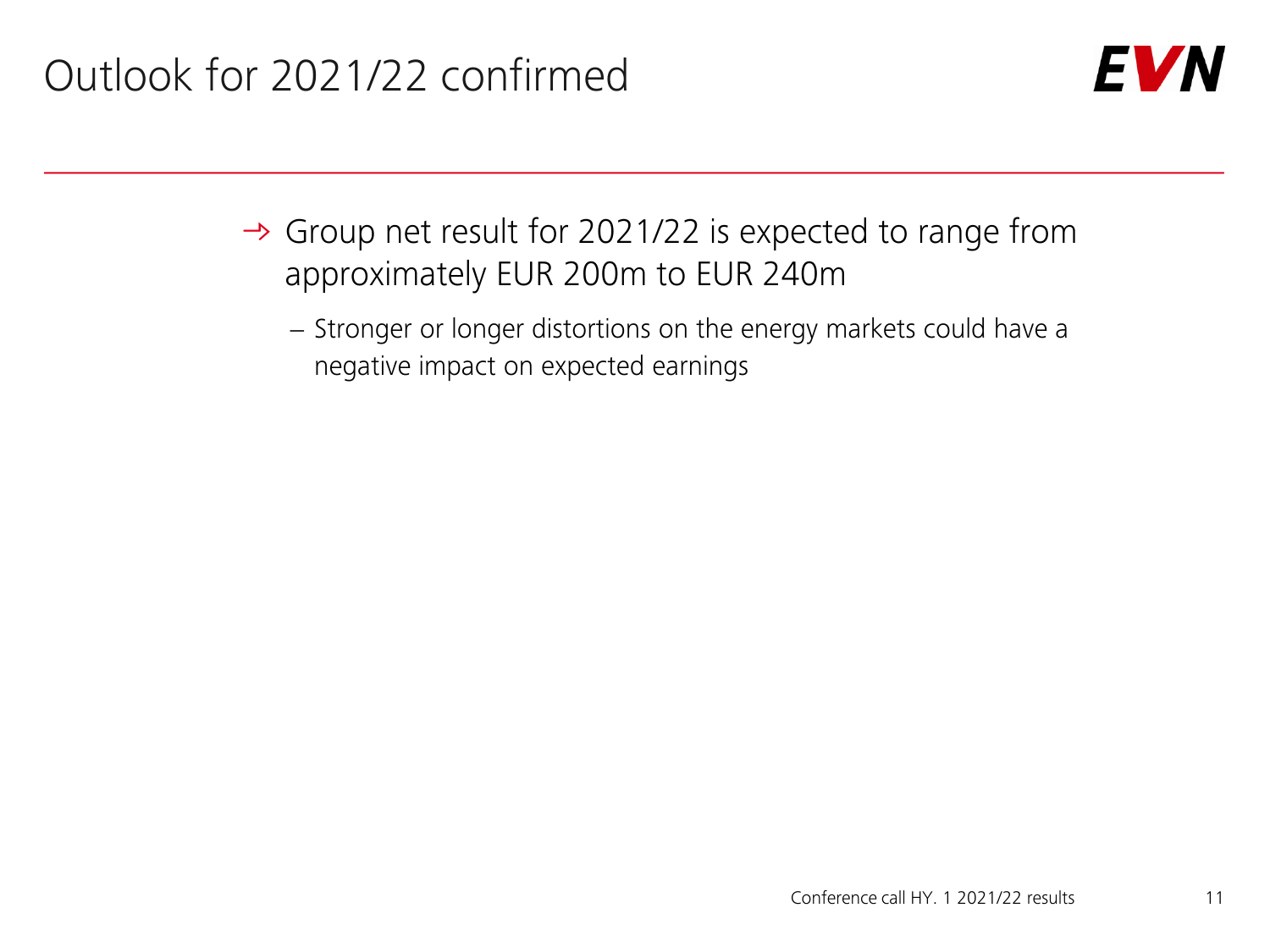# Outlook for 2021/22 confirmed

- Group net result for 2021/22 is expected to range from approximately EUR 200m to EUR 240m
  - Stronger or longer distortions on the energy markets could have a negative impact on expected earnings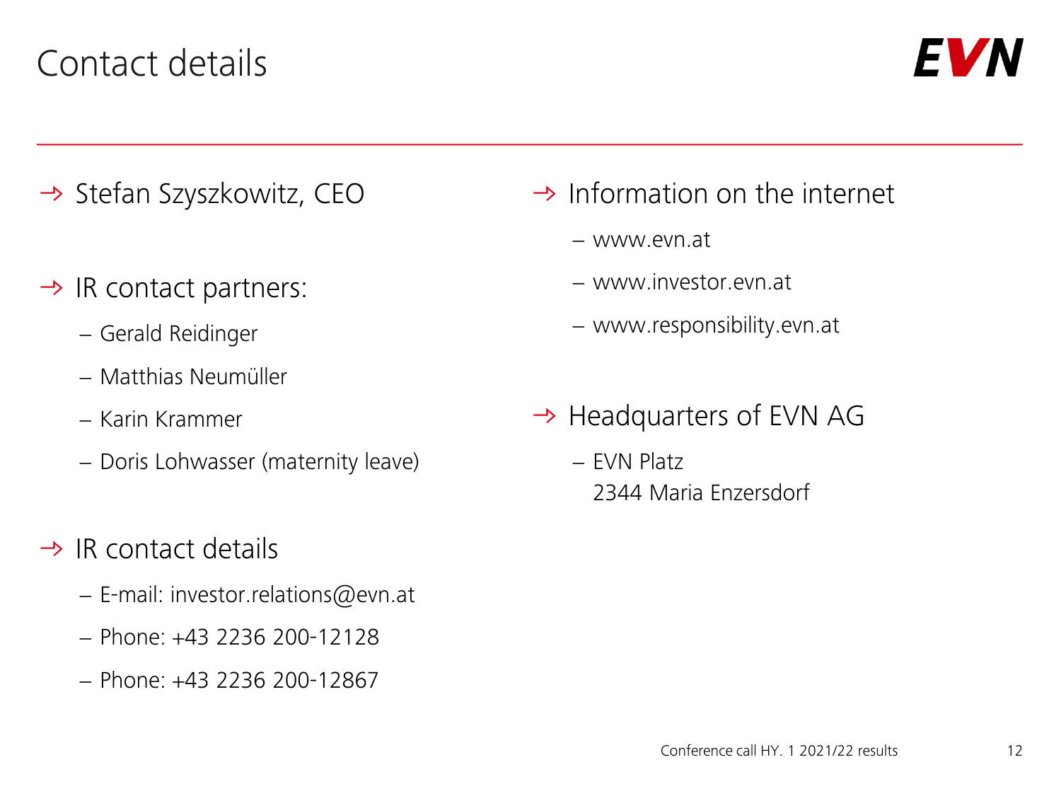# Contact details

- Stefan Szyszkowitz, CEO

- IR contact partners:
  - Gerald Reidinger
  - Matthias Neumüller
  - Karin Krammer
  - Doris Lohwasser (maternity leave)

- IR contact details
  - E-mail: investor.relations@evn.at
  - Phone: +43 2236 200-12128
  - Phone: +43 2236 200-12867

- Information on the internet
  - www.evn.at
  - www.investor.evn.at
  - www.responsibility.evn.at

- Headquarters of EVN AG
  - EVN Platz
    2344 Maria Enzersdorf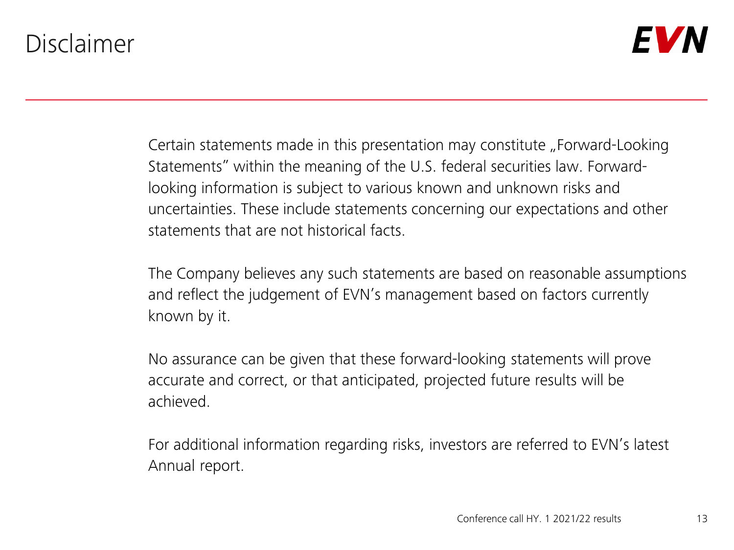# Disclaimer

Certain statements made in this presentation may constitute „Forward-Looking Statements" within the meaning of the U.S. federal securities law. Forward-looking information is subject to various known and unknown risks and uncertainties. These include statements concerning our expectations and other statements that are not historical facts.

The Company believes any such statements are based on reasonable assumptions and reflect the judgement of EVN's management based on factors currently known by it.

No assurance can be given that these forward-looking statements will prove accurate and correct, or that anticipated, projected future results will be achieved.

For additional information regarding risks, investors are referred to EVN's latest Annual report.